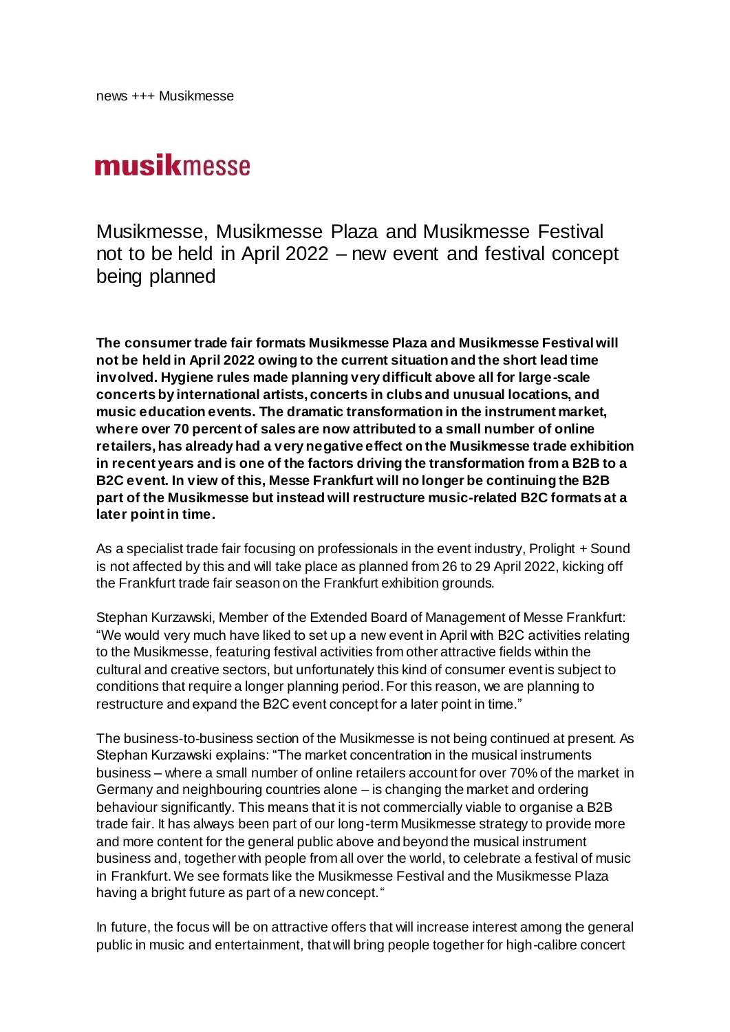news +++ Musikmesse

**musik**messe

# Musikmesse, Musikmesse Plaza and Musikmesse Festival not to be held in April 2022 – new event and festival concept being planned

**The consumer trade fair formats Musikmesse Plaza and Musikmesse Festival will not be held in April 2022 owing to the current situation and the short lead time involved. Hygiene rules made planning very difficult above all for large-scale concerts by international artists, concerts in clubs and unusual locations, and music education events. The dramatic transformation in the instrument market, where over 70 percent of sales are now attributed to a small number of online retailers, has already had a very negative effect on the Musikmesse trade exhibition in recent years and is one of the factors driving the transformation from a B2B to a B2C event. In view of this, Messe Frankfurt will no longer be continuing the B2B part of the Musikmesse but instead will restructure music-related B2C formats at a later point in time.**

As a specialist trade fair focusing on professionals in the event industry, Prolight + Sound is not affected by this and will take place as planned from 26 to 29 April 2022, kicking off the Frankfurt trade fair season on the Frankfurt exhibition grounds.

Stephan Kurzawski, Member of the Extended Board of Management of Messe Frankfurt: "We would very much have liked to set up a new event in April with B2C activities relating to the Musikmesse, featuring festival activities from other attractive fields within the cultural and creative sectors, but unfortunately this kind of consumer event is subject to conditions that require a longer planning period. For this reason, we are planning to restructure and expand the B2C event concept for a later point in time."

The business-to-business section of the Musikmesse is not being continued at present. As Stephan Kurzawski explains: "The market concentration in the musical instruments business – where a small number of online retailers account for over 70% of the market in Germany and neighbouring countries alone – is changing the market and ordering behaviour significantly. This means that it is not commercially viable to organise a B2B trade fair. It has always been part of our long-term Musikmesse strategy to provide more and more content for the general public above and beyond the musical instrument business and, together with people from all over the world, to celebrate a festival of music in Frankfurt. We see formats like the Musikmesse Festival and the Musikmesse Plaza having a bright future as part of a new concept."

In future, the focus will be on attractive offers that will increase interest among the general public in music and entertainment, that will bring people together for high-calibre concert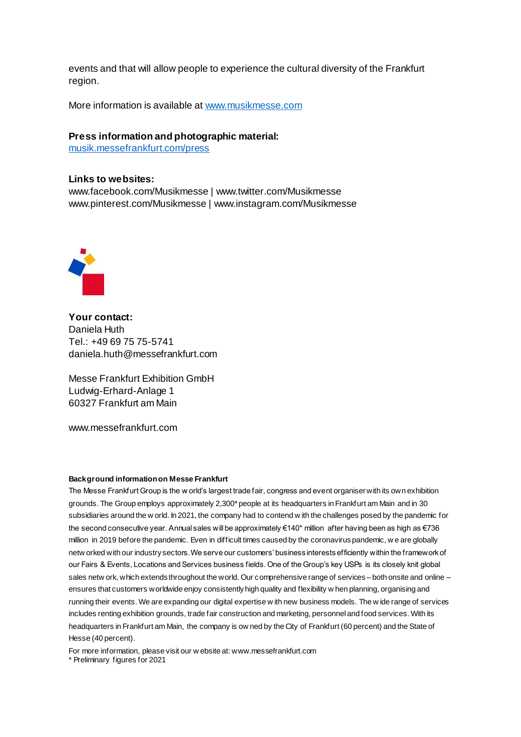events and that will allow people to experience the cultural diversity of the Frankfurt region.

More information is available at [www.musikmesse.com](http://www.musikmesse.com)

**Press information and photographic material:**
[musik.messefrankfurt.com/press](http://musik.messefrankfurt.com/press)

**Links to websites:**
www.facebook.com/Musikmesse | www.twitter.com/Musikmesse
www.pinterest.com/Musikmesse | www.instagram.com/Musikmesse

**Your contact:**
Daniela Huth
Tel.: +49 69 75 75-5741
daniela.huth@messefrankfurt.com

Messe Frankfurt Exhibition GmbH
Ludwig-Erhard-Anlage 1
60327 Frankfurt am Main

www.messefrankfurt.com

**Background information on Messe Frankfurt**

The Messe Frankfurt Group is the world's largest trade fair, congress and event organiser with its own exhibition grounds. The Group employs approximately 2,300* people at its headquarters in Frankfurt am Main and in 30 subsidiaries around the world. In 2021, the company had to contend with the challenges posed by the pandemic for the second consecutive year. Annual sales will be approximately €140* million after having been as high as €736 million in 2019 before the pandemic. Even in difficult times caused by the coronavirus pandemic, we are globally networked with our industry sectors. We serve our customers' business interests efficiently within the framework of our Fairs & Events, Locations and Services business fields. One of the Group's key USPs is its closely knit global sales network, which extends throughout the world. Our comprehensive range of services – both onsite and online – ensures that customers worldwide enjoy consistently high quality and flexibility when planning, organising and running their events. We are expanding our digital expertise with new business models. The wide range of services includes renting exhibition grounds, trade fair construction and marketing, personnel and food services. With its headquarters in Frankfurt am Main, the company is owned by the City of Frankfurt (60 percent) and the State of Hesse (40 percent).

For more information, please visit our website at: www.messefrankfurt.com
* Preliminary figures for 2021